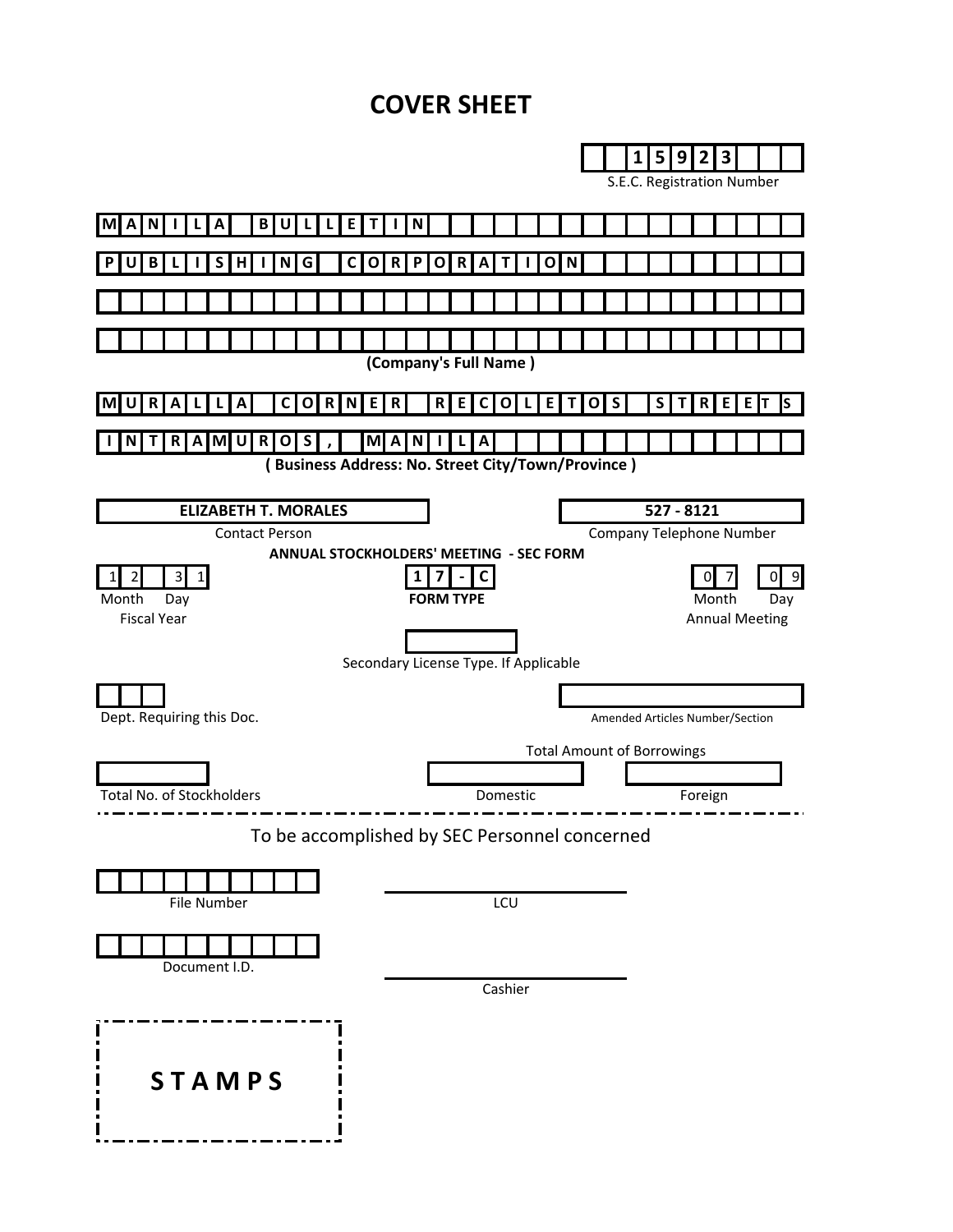# COVER SHEET

**15923**

S.E.C. Registration Number

**MANILA BULLETIN**

**PUBLISHING CORPORATION**

**(Company's Full Name )**

**MURALLA CORNER RECOLETOS STREETS**

**INTRAMUROS, MANILA**

**( Business Address: No. Street City/Town/Province )**

**ELIZABETH T. MORALES**

Contact Person

**527 - 8121**

Company Telephone Number

**ANNUAL STOCKHOLDERS' MEETING - SEC FORM**

| 12 | 31 | | 17-C | | 07 | 09 |
|---|---|---|---|---|---|---|
| Month | Day | | **FORM TYPE** | | Month | Day |
| Fiscal Year | | | | | Annual Meeting | |

Secondary License Type. If Applicable

Dept. Requiring this Doc.

Amended Articles Number/Section

Total Amount of Borrowings

| Total No. of Stockholders | Domestic | Foreign |
|---|---|---|
| | | |

---

To be accomplished by SEC Personnel concerned

File Number

LCU

Document I.D.

Cashier

**S T A M P S**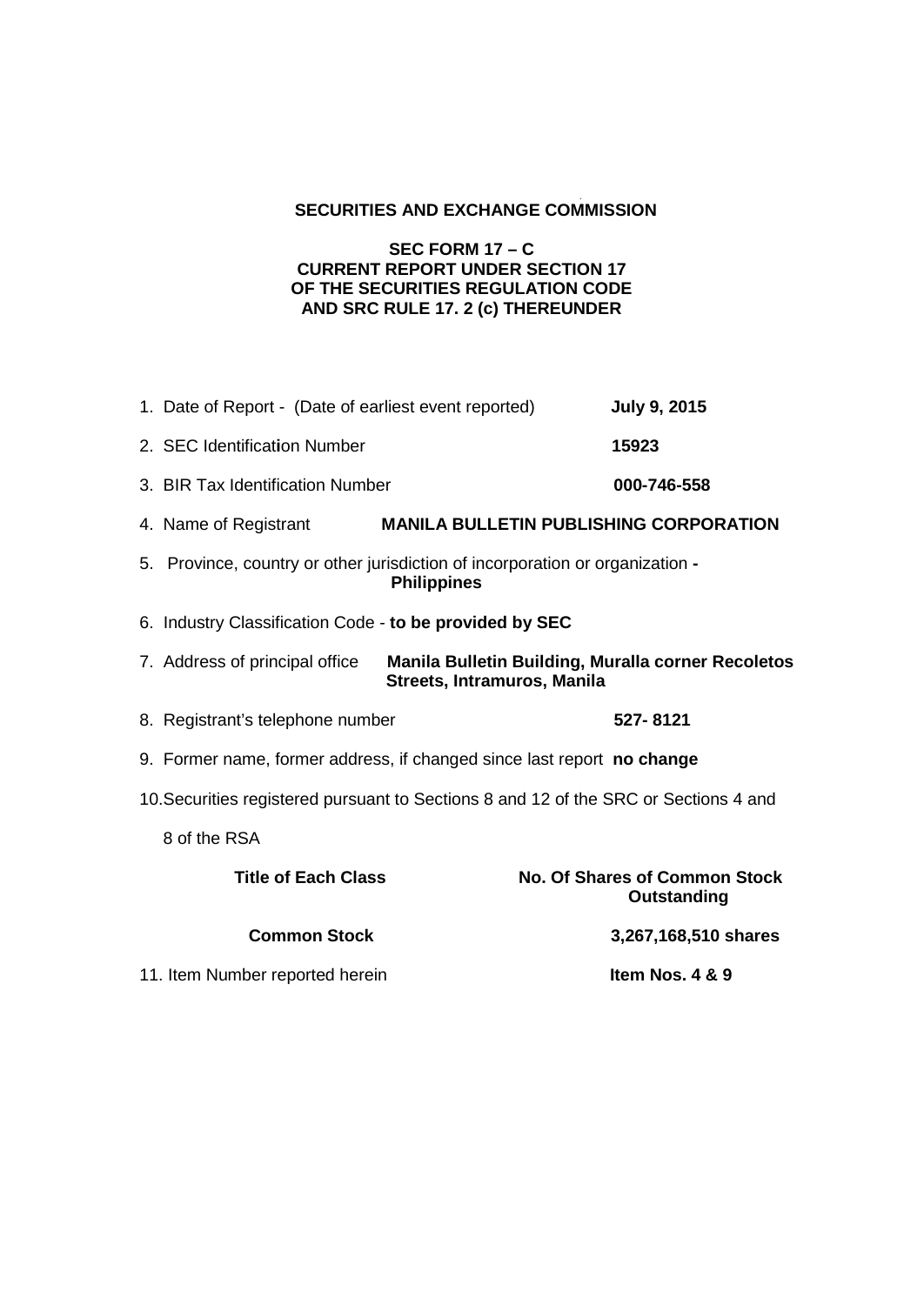**SECURITIES AND EXCHANGE COMMISSION**

**SEC FORM 17 – C**
**CURRENT REPORT UNDER SECTION 17**
**OF THE SECURITIES REGULATION CODE**
**AND SRC RULE 17. 2 (c) THEREUNDER**

1. Date of Report - (Date of earliest event reported) **July 9, 2015**

2. SEC Identification Number **15923**

3. BIR Tax Identification Number **000-746-558**

4. Name of Registrant **MANILA BULLETIN PUBLISHING CORPORATION**

5. Province, country or other jurisdiction of incorporation or organization **- Philippines**

6. Industry Classification Code - **to be provided by SEC**

7. Address of principal office **Manila Bulletin Building, Muralla corner Recoletos Streets, Intramuros, Manila**

8. Registrant's telephone number **527- 8121**

9. Former name, former address, if changed since last report **no change**

10. Securities registered pursuant to Sections 8 and 12 of the SRC or Sections 4 and 8 of the RSA

| Title of Each Class | No. Of Shares of Common Stock Outstanding |
| --- | --- |
| **Common Stock** | **3,267,168,510 shares** |

11. Item Number reported herein **Item Nos. 4 & 9**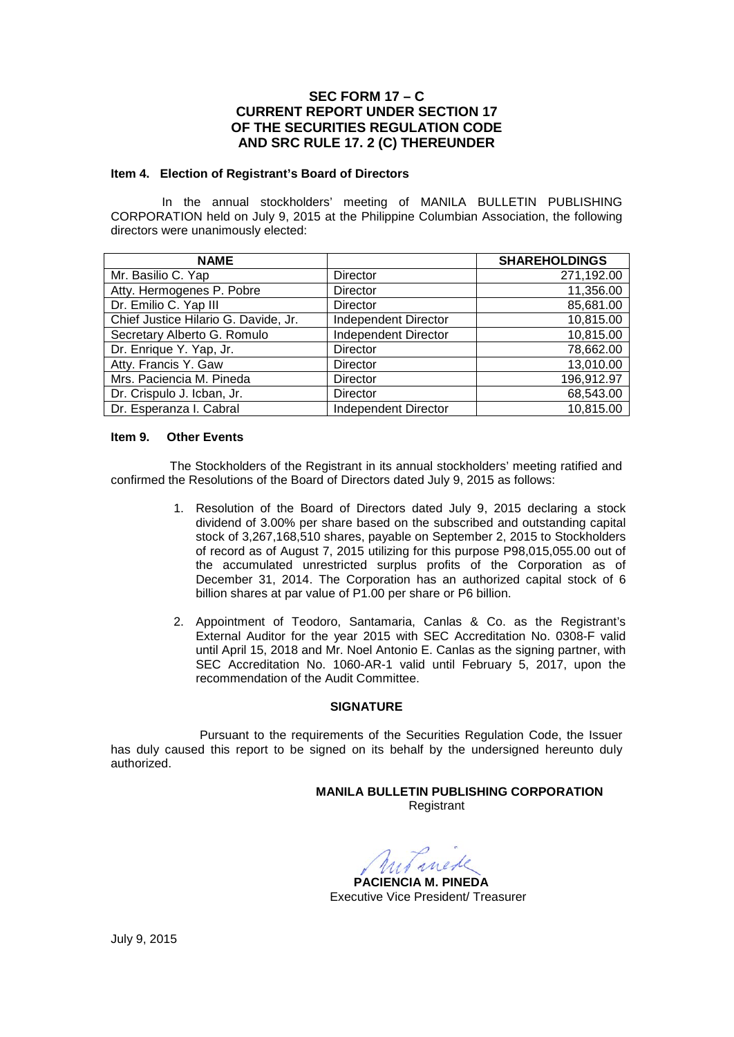# SEC FORM 17 – C
## CURRENT REPORT UNDER SECTION 17 OF THE SECURITIES REGULATION CODE AND SRC RULE 17. 2 (C) THEREUNDER

**Item 4. Election of Registrant's Board of Directors**

In the annual stockholders' meeting of MANILA BULLETIN PUBLISHING CORPORATION held on July 9, 2015 at the Philippine Columbian Association, the following directors were unanimously elected:

| NAME | | SHAREHOLDINGS |
|---|---|---|
| Mr. Basilio C. Yap | Director | 271,192.00 |
| Atty. Hermogenes P. Pobre | Director | 11,356.00 |
| Dr. Emilio C. Yap III | Director | 85,681.00 |
| Chief Justice Hilario G. Davide, Jr. | Independent Director | 10,815.00 |
| Secretary Alberto G. Romulo | Independent Director | 10,815.00 |
| Dr. Enrique Y. Yap, Jr. | Director | 78,662.00 |
| Atty. Francis Y. Gaw | Director | 13,010.00 |
| Mrs. Paciencia M. Pineda | Director | 196,912.97 |
| Dr. Crispulo J. Icban, Jr. | Director | 68,543.00 |
| Dr. Esperanza I. Cabral | Independent Director | 10,815.00 |

**Item 9. Other Events**

The Stockholders of the Registrant in its annual stockholders' meeting ratified and confirmed the Resolutions of the Board of Directors dated July 9, 2015 as follows:

1. Resolution of the Board of Directors dated July 9, 2015 declaring a stock dividend of 3.00% per share based on the subscribed and outstanding capital stock of 3,267,168,510 shares, payable on September 2, 2015 to Stockholders of record as of August 7, 2015 utilizing for this purpose P98,015,055.00 out of the accumulated unrestricted surplus profits of the Corporation as of December 31, 2014. The Corporation has an authorized capital stock of 6 billion shares at par value of P1.00 per share or P6 billion.

2. Appointment of Teodoro, Santamaria, Canlas & Co. as the Registrant's External Auditor for the year 2015 with SEC Accreditation No. 0308-F valid until April 15, 2018 and Mr. Noel Antonio E. Canlas as the signing partner, with SEC Accreditation No. 1060-AR-1 valid until February 5, 2017, upon the recommendation of the Audit Committee.

**SIGNATURE**

Pursuant to the requirements of the Securities Regulation Code, the Issuer has duly caused this report to be signed on its behalf by the undersigned hereunto duly authorized.

**MANILA BULLETIN PUBLISHING CORPORATION**
Registrant

**PACIENCIA M. PINEDA**
Executive Vice President/ Treasurer

July 9, 2015